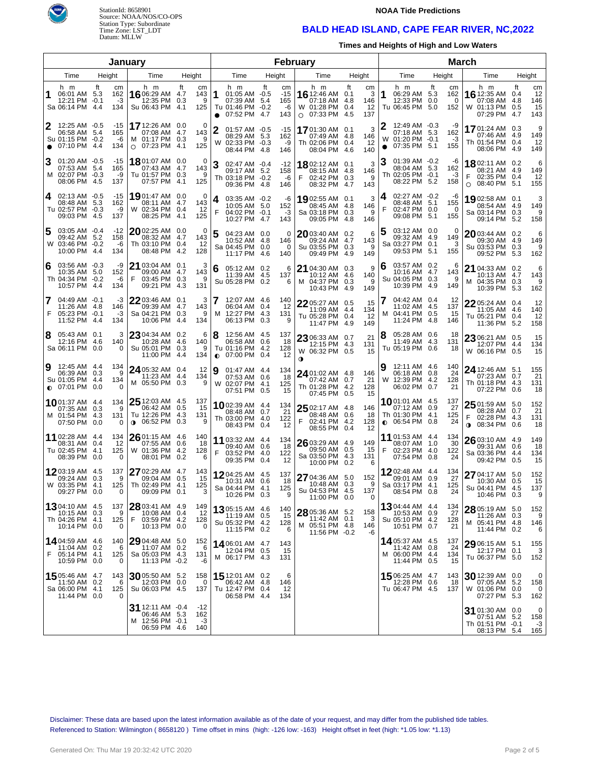StationId: 8658901
Source: NOAA/NOS/CO-OPS
Station Type: Subordinate
Time Zone: LST_LDT
Datum: MLLW

**NOAA Tide Predictions**

# BALD HEAD ISLAND, CAPE FEAR RIVER, NC,2022

**Times and Heights of High and Low Waters**

## January

| Day | Time (h m) | Height (ft) | Height (cm) |
|---|---|---|---|
| 1 Sa | 06:01 AM | 5.3 | 162 |
| | 12:21 PM | -0.1 | -3 |
| | 06:14 PM | 4.4 | 134 |
| 2 Su ● | 12:25 AM | -0.5 | -15 |
| | 06:58 AM | 5.4 | 165 |
| | 01:15 PM | -0.2 | -6 |
| | 07:10 PM | 4.4 | 134 |
| 3 M | 01:20 AM | -0.5 | -15 |
| | 07:53 AM | 5.4 | 165 |
| | 02:07 PM | -0.3 | -9 |
| | 08:06 PM | 4.5 | 137 |
| 4 Tu | 02:13 AM | -0.5 | -15 |
| | 08:48 AM | 5.3 | 162 |
| | 02:57 PM | -0.3 | -9 |
| | 09:03 PM | 4.5 | 137 |
| 5 W | 03:05 AM | -0.4 | -12 |
| | 09:42 AM | 5.2 | 158 |
| | 03:46 PM | -0.2 | -6 |
| | 10:00 PM | 4.4 | 134 |
| 6 Th | 03:56 AM | -0.3 | -9 |
| | 10:35 AM | 5.0 | 152 |
| | 04:34 PM | -0.2 | -6 |
| | 10:57 PM | 4.4 | 134 |
| 7 F | 04:49 AM | -0.1 | -3 |
| | 11:26 AM | 4.8 | 146 |
| | 05:23 PM | -0.1 | -3 |
| | 11:52 PM | 4.4 | 134 |
| 8 Sa | 05:43 AM | 0.1 | 3 |
| | 12:16 PM | 4.6 | 140 |
| | 06:11 PM | 0.0 | 0 |
| 9 Su ◐ | 12:45 AM | 4.4 | 134 |
| | 06:39 AM | 0.3 | 9 |
| | 01:05 PM | 4.4 | 134 |
| | 07:01 PM | 0.0 | 0 |
| 10 M | 01:37 AM | 4.4 | 134 |
| | 07:35 AM | 0.3 | 9 |
| | 01:54 PM | 4.3 | 131 |
| | 07:50 PM | 0.0 | 0 |
| 11 Tu | 02:28 AM | 4.4 | 134 |
| | 08:31 AM | 0.4 | 12 |
| | 02:45 PM | 4.1 | 125 |
| | 08:39 PM | 0.0 | 0 |
| 12 W | 03:19 AM | 4.5 | 137 |
| | 09:24 AM | 0.3 | 9 |
| | 03:35 PM | 4.1 | 125 |
| | 09:27 PM | 0.0 | 0 |
| 13 Th | 04:10 AM | 4.5 | 137 |
| | 10:15 AM | 0.3 | 9 |
| | 04:26 PM | 4.1 | 125 |
| | 10:14 PM | 0.0 | 0 |
| 14 F | 04:59 AM | 4.6 | 140 |
| | 11:04 AM | 0.2 | 6 |
| | 05:14 PM | 4.1 | 125 |
| | 10:59 PM | 0.0 | 0 |
| 15 Sa | 05:46 AM | 4.7 | 143 |
| | 11:50 AM | 0.2 | 6 |
| | 06:00 PM | 4.1 | 125 |
| | 11:44 PM | 0.0 | 0 |
| 16 Su | 06:29 AM | 4.7 | 143 |
| | 12:35 PM | 0.3 | 9 |
| | 06:43 PM | 4.1 | 125 |
| 17 M ○ | 12:26 AM | 0.0 | 0 |
| | 07:08 AM | 4.7 | 143 |
| | 01:17 PM | 0.3 | 9 |
| | 07:23 PM | 4.1 | 125 |
| 18 Tu | 01:07 AM | 0.0 | 0 |
| | 07:43 AM | 4.7 | 143 |
| | 01:57 PM | 0.3 | 9 |
| | 07:57 PM | 4.1 | 125 |
| 19 W | 01:47 AM | 0.0 | 0 |
| | 08:11 AM | 4.7 | 143 |
| | 02:34 PM | 0.4 | 12 |
| | 08:25 PM | 4.1 | 125 |
| 20 Th | 02:25 AM | 0.0 | 0 |
| | 08:32 AM | 4.7 | 143 |
| | 03:10 PM | 0.4 | 12 |
| | 08:48 PM | 4.2 | 128 |
| 21 F | 03:04 AM | 0.1 | 3 |
| | 09:00 AM | 4.7 | 143 |
| | 03:45 PM | 0.3 | 9 |
| | 09:21 PM | 4.3 | 131 |
| 22 Sa | 03:46 AM | 0.1 | 3 |
| | 09:39 AM | 4.7 | 143 |
| | 04:21 PM | 0.3 | 9 |
| | 10:06 PM | 4.4 | 134 |
| 23 Su | 04:34 AM | 0.2 | 6 |
| | 10:28 AM | 4.6 | 140 |
| | 05:01 PM | 0.3 | 9 |
| | 11:00 PM | 4.4 | 134 |
| 24 M | 05:32 AM | 0.4 | 12 |
| | 11:23 AM | 4.4 | 134 |
| | 05:50 PM | 0.3 | 9 |
| 25 Tu ◑ | 12:03 AM | 4.5 | 137 |
| | 06:42 AM | 0.5 | 15 |
| | 12:26 PM | 4.3 | 131 |
| | 06:52 PM | 0.3 | 9 |
| 26 W | 01:15 AM | 4.6 | 140 |
| | 07:55 AM | 0.6 | 18 |
| | 01:36 PM | 4.2 | 128 |
| | 08:01 PM | 0.2 | 6 |
| 27 Th | 02:29 AM | 4.7 | 143 |
| | 09:04 AM | 0.5 | 15 |
| | 02:49 PM | 4.1 | 125 |
| | 09:09 PM | 0.1 | 3 |
| 28 F | 03:41 AM | 4.9 | 149 |
| | 10:08 AM | 0.4 | 12 |
| | 03:59 PM | 4.2 | 128 |
| | 10:13 PM | 0.0 | 0 |
| 29 Sa | 04:48 AM | 5.0 | 152 |
| | 11:07 AM | 0.2 | 6 |
| | 05:03 PM | 4.3 | 131 |
| | 11:13 PM | -0.2 | -6 |
| 30 Su | 05:50 AM | 5.2 | 158 |
| | 12:03 PM | 0.0 | 0 |
| | 06:03 PM | 4.5 | 137 |
| 31 M | 12:11 AM | -0.4 | -12 |
| | 06:46 AM | 5.3 | 162 |
| | 12:56 PM | -0.1 | -3 |
| | 06:59 PM | 4.6 | 140 |

## February

| Day | Time (h m) | Height (ft) | Height (cm) |
|---|---|---|---|
| 1 Tu ● | 01:05 AM | -0.5 | -15 |
| | 07:39 AM | 5.4 | 165 |
| | 01:46 PM | -0.2 | -6 |
| | 07:52 PM | 4.7 | 143 |
| 2 W | 01:57 AM | -0.5 | -15 |
| | 08:29 AM | 5.3 | 162 |
| | 02:33 PM | -0.3 | -9 |
| | 08:44 PM | 4.8 | 146 |
| 3 Th | 02:47 AM | -0.4 | -12 |
| | 09:17 AM | 5.2 | 158 |
| | 03:18 PM | -0.2 | -6 |
| | 09:36 PM | 4.8 | 146 |
| 4 F | 03:35 AM | -0.2 | -6 |
| | 10:05 AM | 5.0 | 152 |
| | 04:02 PM | -0.1 | -3 |
| | 10:27 PM | 4.7 | 143 |
| 5 Sa | 04:23 AM | 0.0 | 0 |
| | 10:52 AM | 4.8 | 146 |
| | 04:45 PM | 0.0 | 0 |
| | 11:17 PM | 4.6 | 140 |
| 6 Su | 05:12 AM | 0.2 | 6 |
| | 11:39 AM | 4.5 | 137 |
| | 05:28 PM | 0.2 | 6 |
| 7 M | 12:07 AM | 4.6 | 140 |
| | 06:04 AM | 0.4 | 12 |
| | 12:27 PM | 4.3 | 131 |
| | 06:13 PM | 0.3 | 9 |
| 8 Tu ◐ | 12:56 AM | 4.5 | 137 |
| | 06:58 AM | 0.6 | 18 |
| | 01:16 PM | 4.2 | 128 |
| | 07:00 PM | 0.4 | 12 |
| 9 W | 01:47 AM | 4.4 | 134 |
| | 07:53 AM | 0.6 | 18 |
| | 02:07 PM | 4.1 | 125 |
| | 07:51 PM | 0.5 | 15 |
| 10 Th | 02:39 AM | 4.4 | 134 |
| | 08:48 AM | 0.7 | 21 |
| | 03:00 PM | 4.0 | 122 |
| | 08:43 PM | 0.4 | 12 |
| 11 F | 03:32 AM | 4.4 | 134 |
| | 09:40 AM | 0.6 | 18 |
| | 03:52 PM | 4.0 | 122 |
| | 09:35 PM | 0.4 | 12 |
| 12 Sa | 04:25 AM | 4.5 | 137 |
| | 10:31 AM | 0.6 | 18 |
| | 04:44 PM | 4.1 | 125 |
| | 10:26 PM | 0.3 | 9 |
| 13 Su | 05:15 AM | 4.6 | 140 |
| | 11:19 AM | 0.5 | 15 |
| | 05:32 PM | 4.2 | 128 |
| | 11:15 PM | 0.2 | 6 |
| 14 M | 06:01 AM | 4.7 | 143 |
| | 12:04 PM | 0.5 | 15 |
| | 06:17 PM | 4.3 | 131 |
| 15 Tu | 12:01 AM | 0.2 | 6 |
| | 06:42 AM | 4.8 | 146 |
| | 12:47 PM | 0.4 | 12 |
| | 06:58 PM | 4.4 | 134 |
| 16 W ○ | 12:46 AM | 0.1 | 3 |
| | 07:18 AM | 4.8 | 146 |
| | 01:28 PM | 0.4 | 12 |
| | 07:33 PM | 4.5 | 137 |
| 17 Th | 01:30 AM | 0.1 | 3 |
| | 07:49 AM | 4.8 | 146 |
| | 02:06 PM | 0.4 | 12 |
| | 08:04 PM | 4.6 | 140 |
| 18 F | 02:12 AM | 0.1 | 3 |
| | 08:15 AM | 4.8 | 146 |
| | 02:42 PM | 0.3 | 9 |
| | 08:32 PM | 4.7 | 143 |
| 19 Sa | 02:55 AM | 0.1 | 3 |
| | 08:45 AM | 4.8 | 146 |
| | 03:18 PM | 0.3 | 9 |
| | 09:05 PM | 4.8 | 146 |
| 20 Su | 03:40 AM | 0.2 | 6 |
| | 09:24 AM | 4.7 | 143 |
| | 03:55 PM | 0.3 | 9 |
| | 09:49 PM | 4.9 | 149 |
| 21 M | 04:30 AM | 0.3 | 9 |
| | 10:12 AM | 4.6 | 140 |
| | 04:37 PM | 0.3 | 9 |
| | 10:43 PM | 4.9 | 149 |
| 22 Tu | 05:27 AM | 0.5 | 15 |
| | 11:09 AM | 4.4 | 134 |
| | 05:28 PM | 0.4 | 12 |
| | 11:47 PM | 4.9 | 149 |
| 23 W ◑ | 06:33 AM | 0.7 | 21 |
| | 12:15 PM | 4.3 | 131 |
| | 06:32 PM | 0.5 | 15 |
| 24 Th | 01:02 AM | 4.8 | 146 |
| | 07:42 AM | 0.7 | 21 |
| | 01:28 PM | 4.2 | 128 |
| | 07:45 PM | 0.5 | 15 |
| 25 F | 02:17 AM | 4.8 | 146 |
| | 08:48 AM | 0.6 | 18 |
| | 02:41 PM | 4.2 | 128 |
| | 08:55 PM | 0.4 | 12 |
| 26 Sa | 03:29 AM | 4.9 | 149 |
| | 09:50 AM | 0.5 | 15 |
| | 03:50 PM | 4.3 | 131 |
| | 10:00 PM | 0.2 | 6 |
| 27 Su | 04:36 AM | 5.0 | 152 |
| | 10:48 AM | 0.3 | 9 |
| | 04:53 PM | 4.5 | 137 |
| | 11:00 PM | 0.0 | 0 |
| 28 M | 05:36 AM | 5.2 | 158 |
| | 11:42 AM | 0.1 | 3 |
| | 05:51 PM | 4.8 | 146 |
| | 11:56 PM | -0.2 | -6 |

## March

| Day | Time (h m) | Height (ft) | Height (cm) |
|---|---|---|---|
| 1 Tu | 06:29 AM | 5.3 | 162 |
| | 12:33 PM | 0.0 | 0 |
| | 06:45 PM | 5.0 | 152 |
| 2 W ● | 12:49 AM | -0.3 | -9 |
| | 07:18 AM | 5.3 | 162 |
| | 01:20 PM | -0.1 | -3 |
| | 07:35 PM | 5.1 | 155 |
| 3 Th | 01:39 AM | -0.2 | -6 |
| | 08:04 AM | 5.3 | 162 |
| | 02:05 PM | -0.1 | -3 |
| | 08:22 PM | 5.2 | 158 |
| 4 F | 02:27 AM | -0.2 | -6 |
| | 08:48 AM | 5.1 | 155 |
| | 02:47 PM | 0.0 | 0 |
| | 09:08 PM | 5.1 | 155 |
| 5 Sa | 03:12 AM | 0.0 | 0 |
| | 09:32 AM | 4.9 | 149 |
| | 03:27 PM | 0.1 | 3 |
| | 09:53 PM | 5.1 | 155 |
| 6 Su | 03:57 AM | 0.2 | 6 |
| | 10:16 AM | 4.7 | 143 |
| | 04:05 PM | 0.3 | 9 |
| | 10:39 PM | 4.9 | 149 |
| 7 M | 04:42 AM | 0.4 | 12 |
| | 11:02 AM | 4.5 | 137 |
| | 04:41 PM | 0.5 | 15 |
| | 11:24 PM | 4.8 | 146 |
| 8 Tu | 05:28 AM | 0.6 | 18 |
| | 11:49 AM | 4.3 | 131 |
| | 05:19 PM | 0.6 | 18 |
| 9 W | 12:11 AM | 4.6 | 140 |
| | 06:18 AM | 0.8 | 24 |
| | 12:39 PM | 4.2 | 128 |
| | 06:02 PM | 0.7 | 21 |
| 10 Th ◐ | 01:01 AM | 4.5 | 137 |
| | 07:12 AM | 0.9 | 27 |
| | 01:30 PM | 4.1 | 125 |
| | 06:54 PM | 0.8 | 24 |
| 11 F | 01:53 AM | 4.4 | 134 |
| | 08:07 AM | 1.0 | 30 |
| | 02:23 PM | 4.0 | 122 |
| | 07:54 PM | 0.8 | 24 |
| 12 Sa | 02:48 AM | 4.4 | 134 |
| | 09:01 AM | 0.9 | 27 |
| | 03:17 PM | 4.1 | 125 |
| | 08:54 PM | 0.8 | 24 |
| 13 Su | 04:44 AM | 4.4 | 134 |
| | 10:53 AM | 0.9 | 27 |
| | 05:10 PM | 4.2 | 128 |
| | 10:51 PM | 0.7 | 21 |
| 14 M | 05:37 AM | 4.5 | 137 |
| | 11:42 AM | 0.8 | 24 |
| | 06:00 PM | 4.4 | 134 |
| | 11:44 PM | 0.5 | 15 |
| 15 Tu | 06:25 AM | 4.7 | 143 |
| | 12:28 PM | 0.6 | 18 |
| | 06:47 PM | 4.5 | 137 |
| 16 W | 12:35 AM | 0.4 | 12 |
| | 07:08 AM | 4.8 | 146 |
| | 01:13 PM | 0.5 | 15 |
| | 07:29 PM | 4.7 | 143 |
| 17 Th | 01:24 AM | 0.3 | 9 |
| | 07:46 AM | 4.9 | 149 |
| | 01:54 PM | 0.4 | 12 |
| | 08:06 PM | 4.9 | 149 |
| 18 F ○ | 02:11 AM | 0.2 | 6 |
| | 08:21 AM | 4.9 | 149 |
| | 02:35 PM | 0.4 | 12 |
| | 08:40 PM | 5.1 | 155 |
| 19 Sa | 02:58 AM | 0.1 | 3 |
| | 08:54 AM | 4.9 | 149 |
| | 03:14 PM | 0.3 | 9 |
| | 09:14 PM | 5.2 | 158 |
| 20 Su | 03:44 AM | 0.2 | 6 |
| | 09:30 AM | 4.9 | 149 |
| | 03:53 PM | 0.3 | 9 |
| | 09:52 PM | 5.3 | 162 |
| 21 M | 04:33 AM | 0.2 | 6 |
| | 10:13 AM | 4.7 | 143 |
| | 04:35 PM | 0.3 | 9 |
| | 10:39 PM | 5.3 | 162 |
| 22 Tu | 05:24 AM | 0.4 | 12 |
| | 11:05 AM | 4.6 | 140 |
| | 05:21 PM | 0.4 | 12 |
| | 11:36 PM | 5.2 | 158 |
| 23 W | 06:21 AM | 0.5 | 15 |
| | 12:07 PM | 4.4 | 134 |
| | 06:16 PM | 0.5 | 15 |
| 24 Th | 12:46 AM | 5.1 | 155 |
| | 07:23 AM | 0.7 | 21 |
| | 01:18 PM | 4.3 | 131 |
| | 07:22 PM | 0.6 | 18 |
| 25 F ◑ | 01:59 AM | 5.0 | 152 |
| | 08:28 AM | 0.7 | 21 |
| | 02:28 PM | 4.3 | 131 |
| | 08:34 PM | 0.6 | 18 |
| 26 Sa | 03:10 AM | 4.9 | 149 |
| | 09:31 AM | 0.6 | 18 |
| | 03:36 PM | 4.4 | 134 |
| | 09:42 PM | 0.5 | 15 |
| 27 Su | 04:17 AM | 5.0 | 152 |
| | 10:30 AM | 0.5 | 15 |
| | 04:41 PM | 4.5 | 137 |
| | 10:46 PM | 0.3 | 9 |
| 28 M | 05:19 AM | 5.0 | 152 |
| | 11:26 AM | 0.3 | 9 |
| | 05:41 PM | 4.8 | 146 |
| | 11:44 PM | 0.2 | 6 |
| 29 Tu | 06:15 AM | 5.1 | 155 |
| | 12:17 PM | 0.1 | 3 |
| | 06:37 PM | 5.0 | 152 |
| 30 W | 12:39 AM | 0.0 | 0 |
| | 07:05 AM | 5.2 | 158 |
| | 01:06 PM | 0.0 | 0 |
| | 07:27 PM | 5.3 | 162 |
| 31 Th | 01:30 AM | 0.0 | 0 |
| | 07:51 AM | 5.2 | 158 |
| | 01:51 PM | -0.1 | -3 |
| | 08:13 PM | 5.4 | 165 |

Disclaimer: These data are based upon the latest information available as of the date of your request, and may differ from the published tide tables.
Referenced to Station: Wilmington ( 8658120 ) Time offset in mins (high: -126 low: -163) Height offset in feet (high: *1.05 low: *1.13)

Generated On: Thu Mar 19 20:32:42 UTC 2020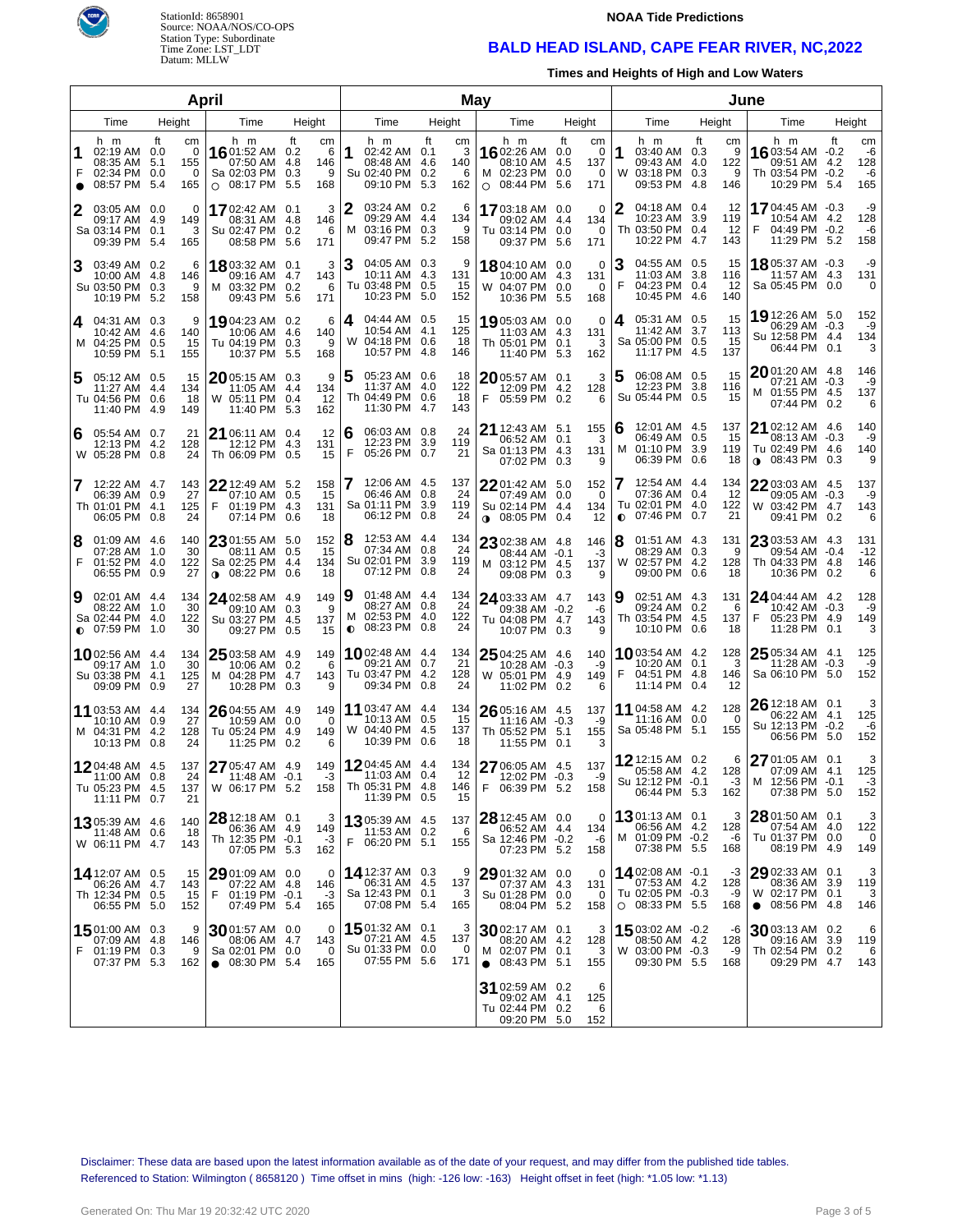StationId: 8658901
Source: NOAA/NOS/CO-OPS
Station Type: Subordinate
Time Zone: LST_LDT
Datum: MLLW

**NOAA Tide Predictions**

# BALD HEAD ISLAND, CAPE FEAR RIVER, NC,2022

**Times and Heights of High and Low Waters**

## April

| Day | Time | Height (ft) | Height (cm) |
|---|---|---|---|
| 1 F ● | 02:19 AM | 0.0 | 0 |
| | 08:35 AM | 5.1 | 155 |
| | 02:34 PM | 0.0 | 0 |
| | 08:57 PM | 5.4 | 165 |
| 2 Sa | 03:05 AM | 0.0 | 0 |
| | 09:17 AM | 4.9 | 149 |
| | 03:14 PM | 0.1 | 3 |
| | 09:39 PM | 5.4 | 165 |
| 3 Su | 03:49 AM | 0.2 | 6 |
| | 10:00 AM | 4.8 | 146 |
| | 03:50 PM | 0.3 | 9 |
| | 10:19 PM | 5.2 | 158 |
| 4 M | 04:31 AM | 0.3 | 9 |
| | 10:42 AM | 4.6 | 140 |
| | 04:25 PM | 0.5 | 15 |
| | 10:59 PM | 5.1 | 155 |
| 5 Tu | 05:12 AM | 0.5 | 15 |
| | 11:27 AM | 4.4 | 134 |
| | 04:56 PM | 0.6 | 18 |
| | 11:40 PM | 4.9 | 149 |
| 6 W | 05:54 AM | 0.7 | 21 |
| | 12:13 PM | 4.2 | 128 |
| | 05:28 PM | 0.8 | 24 |
| 7 Th | 12:22 AM | 4.7 | 143 |
| | 06:39 AM | 0.9 | 27 |
| | 01:01 PM | 4.1 | 125 |
| | 06:05 PM | 0.8 | 24 |
| 8 F | 01:09 AM | 4.6 | 140 |
| | 07:28 AM | 1.0 | 30 |
| | 01:52 PM | 4.0 | 122 |
| | 06:55 PM | 0.9 | 27 |
| 9 Sa | 02:01 AM | 4.4 | 134 |
| | 08:22 AM | 1.0 | 30 |
| | 02:44 PM | 4.0 | 122 |
| | ◐ 07:59 PM | 1.0 | 30 |
| 10 Su | 02:56 AM | 4.4 | 134 |
| | 09:17 AM | 1.0 | 30 |
| | 03:38 PM | 4.1 | 125 |
| | 09:09 PM | 0.9 | 27 |
| 11 M | 03:53 AM | 4.4 | 134 |
| | 10:10 AM | 0.9 | 27 |
| | 04:31 PM | 4.2 | 128 |
| | 10:13 PM | 0.8 | 24 |
| 12 Tu | 04:48 AM | 4.5 | 137 |
| | 11:00 AM | 0.8 | 24 |
| | 05:23 PM | 4.5 | 137 |
| | 11:11 PM | 0.7 | 21 |
| 13 W | 05:39 AM | 4.6 | 140 |
| | 11:48 AM | 0.6 | 18 |
| | 06:11 PM | 4.7 | 143 |
| 14 Th | 12:07 AM | 0.5 | 15 |
| | 06:26 AM | 4.7 | 143 |
| | 12:34 PM | 0.5 | 15 |
| | 06:55 PM | 5.0 | 152 |
| 15 F | 01:00 AM | 0.3 | 9 |
| | 07:09 AM | 4.8 | 146 |
| | 01:19 PM | 0.3 | 9 |
| | 07:37 PM | 5.3 | 162 |
| 16 Sa | 01:52 AM | 0.2 | 6 |
| | 07:50 AM | 4.8 | 146 |
| | 02:03 PM | 0.3 | 9 |
| | ○ 08:17 PM | 5.5 | 168 |
| 17 Su | 02:42 AM | 0.1 | 3 |
| | 08:31 AM | 4.8 | 146 |
| | 02:47 PM | 0.2 | 6 |
| | 08:58 PM | 5.6 | 171 |
| 18 M | 03:32 AM | 0.1 | 3 |
| | 09:16 AM | 4.7 | 143 |
| | 03:32 PM | 0.2 | 6 |
| | 09:43 PM | 5.6 | 171 |
| 19 Tu | 04:23 AM | 0.2 | 6 |
| | 10:06 AM | 4.6 | 140 |
| | 04:19 PM | 0.3 | 9 |
| | 10:37 PM | 5.5 | 168 |
| 20 W | 05:15 AM | 0.3 | 9 |
| | 11:05 AM | 4.4 | 134 |
| | 05:11 PM | 0.4 | 12 |
| | 11:40 PM | 5.3 | 162 |
| 21 Th | 06:11 AM | 0.4 | 12 |
| | 12:12 PM | 4.3 | 131 |
| | 06:09 PM | 0.5 | 15 |
| 22 F | 12:49 AM | 5.2 | 158 |
| | 07:10 AM | 0.5 | 15 |
| | 01:19 PM | 4.3 | 131 |
| | 07:14 PM | 0.6 | 18 |
| 23 Sa | 01:55 AM | 5.0 | 152 |
| | 08:11 AM | 0.5 | 15 |
| | 02:25 PM | 4.4 | 134 |
| | ◑ 08:22 PM | 0.6 | 18 |
| 24 Su | 02:58 AM | 4.9 | 149 |
| | 09:10 AM | 0.3 | 9 |
| | 03:27 PM | 4.5 | 137 |
| | 09:27 PM | 0.5 | 15 |
| 25 M | 03:58 AM | 4.9 | 149 |
| | 10:06 AM | 0.2 | 6 |
| | 04:28 PM | 4.7 | 143 |
| | 10:28 PM | 0.3 | 9 |
| 26 Tu | 04:55 AM | 4.9 | 149 |
| | 10:59 AM | 0.0 | 0 |
| | 05:24 PM | 4.9 | 149 |
| | 11:25 PM | 0.2 | 6 |
| 27 W | 05:47 AM | 4.9 | 149 |
| | 11:48 AM | -0.1 | -3 |
| | 06:17 PM | 5.2 | 158 |
| 28 Th | 12:18 AM | 0.1 | 3 |
| | 06:36 AM | 4.9 | 149 |
| | 12:35 PM | -0.1 | -3 |
| | 07:05 PM | 5.3 | 162 |
| 29 F | 01:09 AM | 0.0 | 0 |
| | 07:22 AM | 4.8 | 146 |
| | 01:19 PM | -0.1 | -3 |
| | 07:49 PM | 5.4 | 165 |
| 30 Sa | 01:57 AM | 0.0 | 0 |
| | 08:06 AM | 4.7 | 143 |
| | 02:01 PM | 0.0 | 0 |
| | ● 08:30 PM | 5.4 | 165 |

## May

| Day | Time | Height (ft) | Height (cm) |
|---|---|---|---|
| 1 Su | 02:42 AM | 0.1 | 3 |
| | 08:48 AM | 4.6 | 140 |
| | 02:40 PM | 0.2 | 6 |
| | 09:10 PM | 5.3 | 162 |
| 2 M | 03:24 AM | 0.2 | 6 |
| | 09:29 AM | 4.4 | 134 |
| | 03:16 PM | 0.3 | 9 |
| | 09:47 PM | 5.2 | 158 |
| 3 Tu | 04:05 AM | 0.3 | 9 |
| | 10:11 AM | 4.3 | 131 |
| | 03:48 PM | 0.5 | 15 |
| | 10:23 PM | 5.0 | 152 |
| 4 W | 04:44 AM | 0.5 | 15 |
| | 10:54 AM | 4.1 | 125 |
| | 04:18 PM | 0.6 | 18 |
| | 10:57 PM | 4.8 | 146 |
| 5 Th | 05:23 AM | 0.6 | 18 |
| | 11:37 AM | 4.0 | 122 |
| | 04:49 PM | 0.6 | 18 |
| | 11:30 PM | 4.7 | 143 |
| 6 F | 06:03 AM | 0.8 | 24 |
| | 12:23 PM | 3.9 | 119 |
| | 05:26 PM | 0.7 | 21 |
| 7 Sa | 12:06 AM | 4.5 | 137 |
| | 06:46 AM | 0.8 | 24 |
| | 01:11 PM | 3.9 | 119 |
| | 06:12 PM | 0.8 | 24 |
| 8 Su | 12:53 AM | 4.4 | 134 |
| | 07:34 AM | 0.8 | 24 |
| | 02:01 PM | 3.9 | 119 |
| | 07:12 PM | 0.8 | 24 |
| 9 M | 01:48 AM | 4.4 | 134 |
| | 08:27 AM | 0.8 | 24 |
| | 02:53 PM | 4.0 | 122 |
| | ◐ 08:23 PM | 0.8 | 24 |
| 10 Tu | 02:48 AM | 4.4 | 134 |
| | 09:21 AM | 0.7 | 21 |
| | 03:47 PM | 4.2 | 128 |
| | 09:34 PM | 0.8 | 24 |
| 11 W | 03:47 AM | 4.4 | 134 |
| | 10:13 AM | 0.5 | 15 |
| | 04:40 PM | 4.5 | 137 |
| | 10:39 PM | 0.6 | 18 |
| 12 Th | 04:45 AM | 4.4 | 134 |
| | 11:03 AM | 0.4 | 12 |
| | 05:31 PM | 4.8 | 146 |
| | 11:39 PM | 0.5 | 15 |
| 13 F | 05:39 AM | 4.5 | 137 |
| | 11:53 AM | 0.2 | 6 |
| | 06:20 PM | 5.1 | 155 |
| 14 Sa | 12:37 AM | 0.3 | 9 |
| | 06:31 AM | 4.5 | 137 |
| | 12:43 PM | 0.1 | 3 |
| | 07:08 PM | 5.4 | 165 |
| 15 Su | 01:32 AM | 0.1 | 3 |
| | 07:21 AM | 4.5 | 137 |
| | 01:33 PM | 0.0 | 0 |
| | 07:55 PM | 5.6 | 171 |
| 16 M | 02:26 AM | 0.0 | 0 |
| | 08:10 AM | 4.5 | 137 |
| | 02:23 PM | 0.0 | 0 |
| | ○ 08:44 PM | 5.6 | 171 |
| 17 Tu | 03:18 AM | 0.0 | 0 |
| | 09:02 AM | 4.4 | 134 |
| | 03:14 PM | 0.0 | 0 |
| | 09:37 PM | 5.6 | 171 |
| 18 W | 04:10 AM | 0.0 | 0 |
| | 10:00 AM | 4.3 | 131 |
| | 04:07 PM | 0.0 | 0 |
| | 10:36 PM | 5.5 | 168 |
| 19 Th | 05:03 AM | 0.0 | 0 |
| | 11:03 AM | 4.3 | 131 |
| | 05:01 PM | 0.1 | 3 |
| | 11:40 PM | 5.3 | 162 |
| 20 F | 05:57 AM | 0.1 | 3 |
| | 12:09 PM | 4.2 | 128 |
| | 05:59 PM | 0.2 | 6 |
| 21 Sa | 12:43 AM | 5.1 | 155 |
| | 06:52 AM | 0.1 | 3 |
| | 01:13 PM | 4.3 | 131 |
| | 07:02 PM | 0.3 | 9 |
| 22 Su | 01:42 AM | 5.0 | 152 |
| | 07:49 AM | 0.0 | 0 |
| | 02:14 PM | 4.4 | 134 |
| | ◑ 08:05 PM | 0.4 | 12 |
| 23 M | 02:38 AM | 4.8 | 146 |
| | 08:44 AM | -0.1 | -3 |
| | 03:12 PM | 4.5 | 137 |
| | 09:08 PM | 0.3 | 9 |
| 24 Tu | 03:33 AM | 4.7 | 143 |
| | 09:38 AM | -0.2 | -6 |
| | 04:08 PM | 4.7 | 143 |
| | 10:07 PM | 0.3 | 9 |
| 25 W | 04:25 AM | 4.6 | 140 |
| | 10:28 AM | -0.3 | -9 |
| | 05:01 PM | 4.9 | 149 |
| | 11:02 PM | 0.2 | 6 |
| 26 Th | 05:16 AM | 4.5 | 137 |
| | 11:16 AM | -0.3 | -9 |
| | 05:52 PM | 5.1 | 155 |
| | 11:55 PM | 0.1 | 3 |
| 27 F | 06:05 AM | 4.5 | 137 |
| | 12:02 PM | -0.3 | -9 |
| | 06:39 PM | 5.2 | 158 |
| 28 Sa | 12:45 AM | 0.0 | 0 |
| | 06:52 AM | 4.4 | 134 |
| | 12:46 PM | -0.2 | -6 |
| | 07:23 PM | 5.2 | 158 |
| 29 Su | 01:32 AM | 0.0 | 0 |
| | 07:37 AM | 4.3 | 131 |
| | 01:28 PM | 0.0 | 0 |
| | 08:04 PM | 5.2 | 158 |
| 30 M | 02:17 AM | 0.1 | 3 |
| | 08:20 AM | 4.2 | 128 |
| | 02:07 PM | 0.1 | 3 |
| | ● 08:43 PM | 5.1 | 155 |
| 31 Tu | 02:59 AM | 0.2 | 6 |
| | 09:02 AM | 4.1 | 125 |
| | 02:44 PM | 0.2 | 6 |
| | 09:20 PM | 5.0 | 152 |

## June

| Day | Time | Height (ft) | Height (cm) |
|---|---|---|---|
| 1 W | 03:40 AM | 0.3 | 9 |
| | 09:43 AM | 4.0 | 122 |
| | 03:18 PM | 0.3 | 9 |
| | 09:53 PM | 4.8 | 146 |
| 2 Th | 04:18 AM | 0.4 | 12 |
| | 10:23 AM | 3.9 | 119 |
| | 03:50 PM | 0.4 | 12 |
| | 10:22 PM | 4.7 | 143 |
| 3 F | 04:55 AM | 0.5 | 15 |
| | 11:03 AM | 3.8 | 116 |
| | 04:23 PM | 0.4 | 12 |
| | 10:45 PM | 4.6 | 140 |
| 4 Sa | 05:31 AM | 0.5 | 15 |
| | 11:42 AM | 3.7 | 113 |
| | 05:00 PM | 0.5 | 15 |
| | 11:17 PM | 4.5 | 137 |
| 5 Su | 06:08 AM | 0.5 | 15 |
| | 12:23 PM | 3.8 | 116 |
| | 05:44 PM | 0.5 | 15 |
| 6 M | 12:01 AM | 4.5 | 137 |
| | 06:49 AM | 0.5 | 15 |
| | 01:10 PM | 3.9 | 119 |
| | 06:39 PM | 0.6 | 18 |
| 7 Tu | 12:54 AM | 4.4 | 134 |
| | 07:36 AM | 0.4 | 12 |
| | 02:01 PM | 4.0 | 122 |
| | ◐ 07:46 PM | 0.7 | 21 |
| 8 W | 01:51 AM | 4.3 | 131 |
| | 08:29 AM | 0.3 | 9 |
| | 02:57 PM | 4.2 | 128 |
| | 09:00 PM | 0.6 | 18 |
| 9 Th | 02:51 AM | 4.3 | 131 |
| | 09:24 AM | 0.2 | 6 |
| | 03:54 PM | 4.5 | 137 |
| | 10:10 PM | 0.6 | 18 |
| 10 F | 03:54 AM | 4.2 | 128 |
| | 10:20 AM | 0.1 | 3 |
| | 04:51 PM | 4.8 | 146 |
| | 11:14 PM | 0.4 | 12 |
| 11 Sa | 04:58 AM | 4.2 | 128 |
| | 11:16 AM | 0.0 | 0 |
| | 05:48 PM | 5.1 | 155 |
| 12 Su | 12:15 AM | 0.2 | 6 |
| | 05:58 AM | 4.2 | 128 |
| | 12:12 PM | -0.1 | -3 |
| | 06:44 PM | 5.3 | 162 |
| 13 M | 01:13 AM | 0.1 | 3 |
| | 06:56 AM | 4.2 | 128 |
| | 01:09 PM | -0.2 | -6 |
| | 07:38 PM | 5.5 | 168 |
| 14 Tu | 02:08 AM | -0.1 | -3 |
| | 07:53 AM | 4.2 | 128 |
| | 02:05 PM | -0.3 | -9 |
| | ○ 08:33 PM | 5.5 | 168 |
| 15 W | 03:02 AM | -0.2 | -6 |
| | 08:50 AM | 4.2 | 128 |
| | 03:00 PM | -0.3 | -9 |
| | 09:30 PM | 5.5 | 168 |
| 16 Th | 03:54 AM | -0.2 | -6 |
| | 09:51 AM | 4.2 | 128 |
| | 03:54 PM | -0.2 | -6 |
| | 10:29 PM | 5.4 | 165 |
| 17 F | 04:45 AM | -0.3 | -9 |
| | 10:54 AM | 4.2 | 128 |
| | 04:49 PM | -0.2 | -6 |
| | 11:29 PM | 5.2 | 158 |
| 18 Sa | 05:37 AM | -0.3 | -9 |
| | 11:57 AM | 4.3 | 131 |
| | 05:45 PM | 0.0 | 0 |
| 19 Su | 12:26 AM | 5.0 | 152 |
| | 06:29 AM | -0.3 | -9 |
| | 12:58 PM | 4.4 | 134 |
| | 06:44 PM | 0.1 | 3 |
| 20 M | 01:20 AM | 4.8 | 146 |
| | 07:21 AM | -0.3 | -9 |
| | 01:55 PM | 4.5 | 137 |
| | 07:44 PM | 0.2 | 6 |
| 21 Tu | 02:12 AM | 4.6 | 140 |
| | 08:13 AM | -0.3 | -9 |
| | 02:49 PM | 4.6 | 140 |
| | ◑ 08:43 PM | 0.3 | 9 |
| 22 W | 03:03 AM | 4.5 | 137 |
| | 09:05 AM | -0.3 | -9 |
| | 03:42 PM | 4.7 | 143 |
| | 09:41 PM | 0.2 | 6 |
| 23 Th | 03:53 AM | 4.3 | 131 |
| | 09:54 AM | -0.4 | -12 |
| | 04:33 PM | 4.8 | 146 |
| | 10:36 PM | 0.2 | 6 |
| 24 F | 04:44 AM | 4.2 | 128 |
| | 10:42 AM | -0.3 | -9 |
| | 05:23 PM | 4.9 | 149 |
| | 11:28 PM | 0.1 | 3 |
| 25 Sa | 05:34 AM | 4.1 | 125 |
| | 11:28 AM | -0.3 | -9 |
| | 06:10 PM | 5.0 | 152 |
| 26 Su | 12:18 AM | 0.1 | 3 |
| | 06:22 AM | 4.1 | 125 |
| | 12:13 PM | -0.2 | -6 |
| | 06:56 PM | 5.0 | 152 |
| 27 M | 01:05 AM | 0.1 | 3 |
| | 07:09 AM | 4.1 | 125 |
| | 12:56 PM | -0.1 | -3 |
| | 07:38 PM | 5.0 | 152 |
| 28 Tu | 01:50 AM | 0.1 | 3 |
| | 07:54 AM | 4.0 | 122 |
| | 01:37 PM | 0.0 | 0 |
| | 08:19 PM | 4.9 | 149 |
| 29 W | 02:33 AM | 0.1 | 3 |
| | 08:36 AM | 3.9 | 119 |
| | 02:17 PM | 0.1 | 3 |
| | ● 08:56 PM | 4.8 | 146 |
| 30 Th | 03:13 AM | 0.2 | 6 |
| | 09:16 AM | 3.9 | 119 |
| | 02:54 PM | 0.2 | 6 |
| | 09:29 PM | 4.7 | 143 |

Disclaimer: These data are based upon the latest information available as of the date of your request, and may differ from the published tide tables.
Referenced to Station: Wilmington ( 8658120 ) Time offset in mins (high: -126 low: -163) Height offset in feet (high: *1.05 low: *1.13)

Generated On: Thu Mar 19 20:32:42 UTC 2020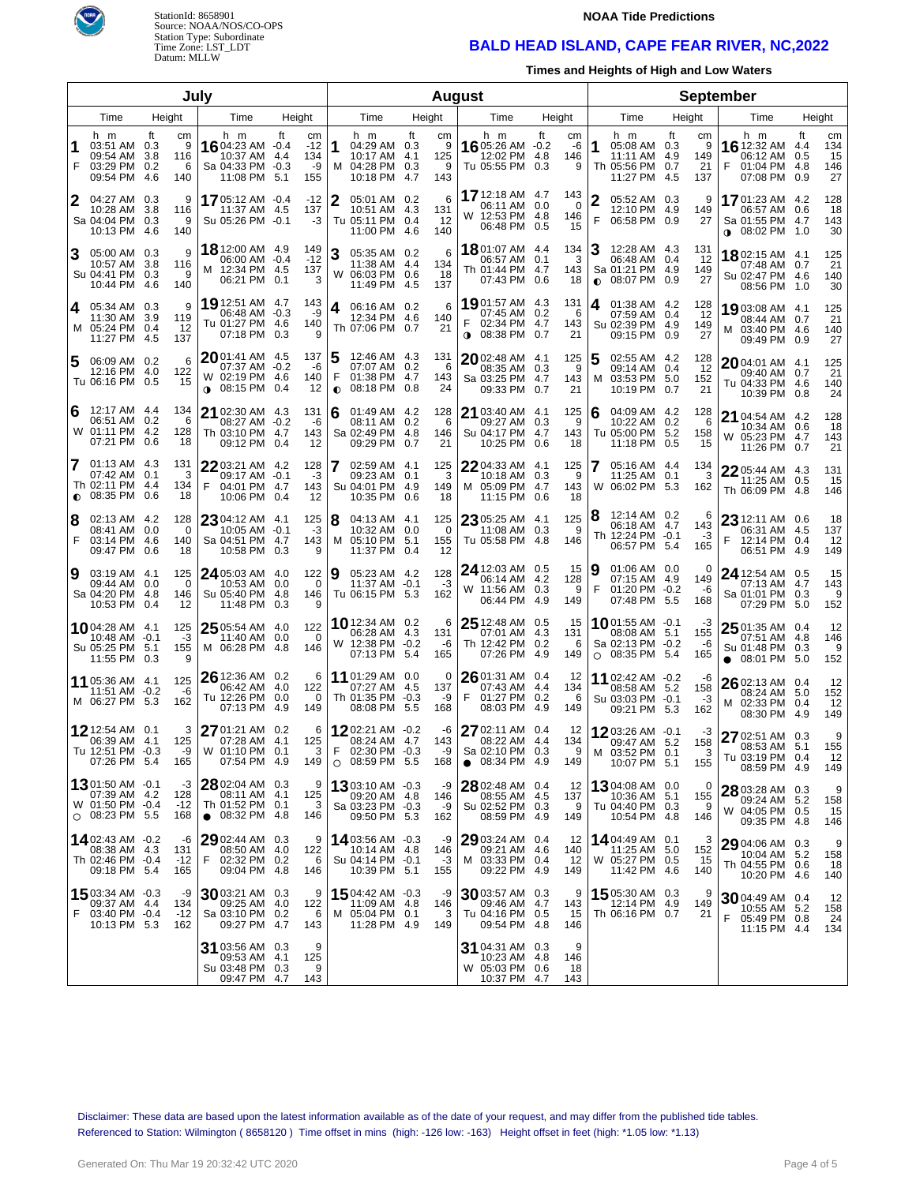StationId: 8658901
Source: NOAA/NOS/CO-OPS
Station Type: Subordinate
Time Zone: LST_LDT
Datum: MLLW

**NOAA Tide Predictions**

## BALD HEAD ISLAND, CAPE FEAR RIVER, NC,2022

**Times and Heights of High and Low Waters**

### July

| Day | Time (h m) | Height (ft) | Height (cm) |
|---|---|---|---|
| 1 F | 03:51 AM | 0.3 | 9 |
| | 09:54 AM | 3.8 | 116 |
| | 03:29 PM | 0.2 | 6 |
| | 09:54 PM | 4.6 | 140 |
| 2 Sa | 04:27 AM | 0.3 | 9 |
| | 10:28 AM | 3.8 | 116 |
| | 04:04 PM | 0.3 | 9 |
| | 10:13 PM | 4.6 | 140 |
| 3 Su | 05:00 AM | 0.3 | 9 |
| | 10:57 AM | 3.8 | 116 |
| | 04:41 PM | 0.3 | 9 |
| | 10:44 PM | 4.6 | 140 |
| 4 M | 05:34 AM | 0.3 | 9 |
| | 11:30 AM | 3.9 | 119 |
| | 05:24 PM | 0.4 | 12 |
| | 11:27 PM | 4.5 | 137 |
| 5 Tu | 06:09 AM | 0.2 | 6 |
| | 12:16 PM | 4.0 | 122 |
| | 06:16 PM | 0.5 | 15 |
| 6 W | 12:17 AM | 4.4 | 134 |
| | 06:51 AM | 0.2 | 6 |
| | 01:11 PM | 4.2 | 128 |
| | 07:21 PM | 0.6 | 18 |
| 7 Th | 01:13 AM | 4.3 | 131 |
| | 07:42 AM | 0.1 | 3 |
| | 02:11 PM | 4.4 | 134 |
| | ◐ 08:35 PM | 0.6 | 18 |
| 8 F | 02:13 AM | 4.2 | 128 |
| | 08:41 AM | 0.0 | 0 |
| | 03:14 PM | 4.6 | 140 |
| | 09:47 PM | 0.6 | 18 |
| 9 Sa | 03:19 AM | 4.1 | 125 |
| | 09:44 AM | 0.0 | 0 |
| | 04:20 PM | 4.8 | 146 |
| | 10:53 PM | 0.4 | 12 |
| 10 Su | 04:28 AM | 4.1 | 125 |
| | 10:48 AM | -0.1 | -3 |
| | 05:25 PM | 5.1 | 155 |
| | 11:55 PM | 0.3 | 9 |
| 11 M | 05:36 AM | 4.1 | 125 |
| | 11:51 AM | -0.2 | -6 |
| | 06:27 PM | 5.3 | 162 |
| 12 Tu | 12:54 AM | 0.1 | 3 |
| | 06:39 AM | 4.1 | 125 |
| | 12:51 PM | -0.3 | -9 |
| | 07:26 PM | 5.4 | 165 |
| 13 W | 01:50 AM | -0.1 | -3 |
| | 07:39 AM | 4.2 | 128 |
| | 01:50 PM | -0.4 | -12 |
| | ○ 08:23 PM | 5.5 | 168 |
| 14 Th | 02:43 AM | -0.2 | -6 |
| | 08:38 AM | 4.3 | 131 |
| | 02:46 PM | -0.4 | -12 |
| | 09:18 PM | 5.4 | 165 |
| 15 F | 03:34 AM | -0.3 | -9 |
| | 09:37 AM | 4.4 | 134 |
| | 03:40 PM | -0.4 | -12 |
| | 10:13 PM | 5.3 | 162 |
| 16 Sa | 04:23 AM | -0.4 | -12 |
| | 10:37 AM | 4.4 | 134 |
| | 04:33 PM | -0.3 | -9 |
| | 11:08 PM | 5.1 | 155 |
| 17 Su | 05:12 AM | -0.4 | -12 |
| | 11:37 AM | 4.5 | 137 |
| | 05:26 PM | -0.1 | -3 |
| 18 M | 12:00 AM | 4.9 | 149 |
| | 06:00 AM | -0.4 | -12 |
| | 12:34 PM | 4.5 | 137 |
| | 06:21 PM | 0.1 | 3 |
| 19 Tu | 12:51 AM | 4.7 | 143 |
| | 06:48 AM | -0.3 | -9 |
| | 01:27 PM | 4.6 | 140 |
| | 07:18 PM | 0.3 | 9 |
| 20 W | 01:41 AM | 4.5 | 137 |
| | 07:37 AM | -0.2 | -6 |
| | 02:19 PM | 4.6 | 140 |
| | ◑ 08:15 PM | 0.4 | 12 |
| 21 Th | 02:30 AM | 4.3 | 131 |
| | 08:27 AM | -0.2 | -6 |
| | 03:10 PM | 4.7 | 143 |
| | 09:12 PM | 0.4 | 12 |
| 22 F | 03:21 AM | 4.2 | 128 |
| | 09:17 AM | -0.1 | -3 |
| | 04:01 PM | 4.7 | 143 |
| | 10:06 PM | 0.4 | 12 |
| 23 Sa | 04:12 AM | 4.1 | 125 |
| | 10:05 AM | -0.1 | -3 |
| | 04:51 PM | 4.7 | 143 |
| | 10:58 PM | 0.3 | 9 |
| 24 Su | 05:03 AM | 4.0 | 122 |
| | 10:53 AM | 0.0 | 0 |
| | 05:40 PM | 4.8 | 146 |
| | 11:48 PM | 0.3 | 9 |
| 25 M | 05:54 AM | 4.0 | 122 |
| | 11:40 AM | 0.0 | 0 |
| | 06:28 PM | 4.8 | 146 |
| 26 Tu | 12:36 AM | 0.2 | 6 |
| | 06:42 AM | 4.0 | 122 |
| | 12:26 PM | 0.0 | 0 |
| | 07:13 PM | 4.9 | 149 |
| 27 W | 01:21 AM | 0.2 | 6 |
| | 07:28 AM | 4.1 | 125 |
| | 01:10 PM | 0.1 | 3 |
| | 07:54 PM | 4.9 | 149 |
| 28 Th | 02:04 AM | 0.3 | 9 |
| | 08:11 AM | 4.1 | 125 |
| | 01:52 PM | 0.1 | 3 |
| | ● 08:32 PM | 4.8 | 146 |
| 29 F | 02:44 AM | 0.3 | 9 |
| | 08:50 AM | 4.0 | 122 |
| | 02:32 PM | 0.2 | 6 |
| | 09:04 PM | 4.8 | 146 |
| 30 Sa | 03:21 AM | 0.3 | 9 |
| | 09:25 AM | 4.0 | 122 |
| | 03:10 PM | 0.2 | 6 |
| | 09:27 PM | 4.7 | 143 |
| 31 Su | 03:56 AM | 0.3 | 9 |
| | 09:53 AM | 4.1 | 125 |
| | 03:48 PM | 0.3 | 9 |
| | 09:47 PM | 4.7 | 143 |

### August

| Day | Time (h m) | Height (ft) | Height (cm) |
|---|---|---|---|
| 1 M | 04:29 AM | 0.3 | 9 |
| | 10:17 AM | 4.1 | 125 |
| | 04:28 PM | 0.3 | 9 |
| | 10:18 PM | 4.7 | 143 |
| 2 Tu | 05:01 AM | 0.2 | 6 |
| | 10:51 AM | 4.3 | 131 |
| | 05:11 PM | 0.4 | 12 |
| | 11:00 PM | 4.6 | 140 |
| 3 W | 05:35 AM | 0.2 | 6 |
| | 11:38 AM | 4.4 | 134 |
| | 06:03 PM | 0.6 | 18 |
| | 11:49 PM | 4.5 | 137 |
| 4 Th | 06:16 AM | 0.2 | 6 |
| | 12:34 PM | 4.6 | 140 |
| | 07:06 PM | 0.7 | 21 |
| 5 F | 12:46 AM | 4.3 | 131 |
| | 07:07 AM | 0.2 | 6 |
| | 01:38 PM | 4.7 | 143 |
| | ◐ 08:18 PM | 0.8 | 24 |
| 6 Sa | 01:49 AM | 4.2 | 128 |
| | 08:11 AM | 0.2 | 6 |
| | 02:49 PM | 4.8 | 146 |
| | 09:29 PM | 0.7 | 21 |
| 7 Su | 02:59 AM | 4.1 | 125 |
| | 09:23 AM | 0.1 | 3 |
| | 04:01 PM | 4.9 | 149 |
| | 10:35 PM | 0.6 | 18 |
| 8 M | 04:13 AM | 4.1 | 125 |
| | 10:32 AM | 0.0 | 0 |
| | 05:10 PM | 5.1 | 155 |
| | 11:37 PM | 0.4 | 12 |
| 9 Tu | 05:23 AM | 4.2 | 128 |
| | 11:37 AM | -0.1 | -3 |
| | 06:15 PM | 5.3 | 162 |
| 10 W | 12:34 AM | 0.2 | 6 |
| | 06:28 AM | 4.3 | 131 |
| | 12:38 PM | -0.2 | -6 |
| | 07:13 PM | 5.4 | 165 |
| 11 Th | 01:29 AM | 0.0 | 0 |
| | 07:27 AM | 4.5 | 137 |
| | 01:35 PM | -0.3 | -9 |
| | 08:08 PM | 5.5 | 168 |
| 12 F | 02:21 AM | -0.2 | -6 |
| | 08:24 AM | 4.7 | 143 |
| | 02:30 PM | -0.3 | -9 |
| | ○ 08:59 PM | 5.5 | 168 |
| 13 Sa | 03:10 AM | -0.3 | -9 |
| | 09:20 AM | 4.8 | 146 |
| | 03:23 PM | -0.3 | -9 |
| | 09:50 PM | 5.3 | 162 |
| 14 Su | 03:56 AM | -0.3 | -9 |
| | 10:14 AM | 4.8 | 146 |
| | 04:14 PM | -0.1 | -3 |
| | 10:39 PM | 5.1 | 155 |
| 15 M | 04:42 AM | -0.3 | -9 |
| | 11:09 AM | 4.8 | 146 |
| | 05:04 PM | 0.1 | 3 |
| | 11:28 PM | 4.9 | 149 |
| 16 Tu | 05:26 AM | -0.2 | -6 |
| | 12:02 PM | 4.8 | 146 |
| | 05:55 PM | 0.3 | 9 |
| 17 W | 12:18 AM | 4.7 | 143 |
| | 06:11 AM | 0.0 | 0 |
| | 12:53 PM | 4.8 | 146 |
| | 06:48 PM | 0.5 | 15 |
| 18 Th | 01:07 AM | 4.4 | 134 |
| | 06:57 AM | 0.1 | 3 |
| | 01:44 PM | 4.7 | 143 |
| | 07:43 PM | 0.6 | 18 |
| 19 F | 01:57 AM | 4.3 | 131 |
| | 07:45 AM | 0.2 | 6 |
| | 02:34 PM | 4.7 | 143 |
| | ◑ 08:38 PM | 0.7 | 21 |
| 20 Sa | 02:48 AM | 4.1 | 125 |
| | 08:35 AM | 0.3 | 9 |
| | 03:25 PM | 4.7 | 143 |
| | 09:33 PM | 0.7 | 21 |
| 21 Su | 03:40 AM | 4.1 | 125 |
| | 09:27 AM | 0.3 | 9 |
| | 04:17 PM | 4.7 | 143 |
| | 10:25 PM | 0.6 | 18 |
| 22 M | 04:33 AM | 4.1 | 125 |
| | 10:18 AM | 0.3 | 9 |
| | 05:09 PM | 4.7 | 143 |
| | 11:15 PM | 0.6 | 18 |
| 23 Tu | 05:25 AM | 4.1 | 125 |
| | 11:08 AM | 0.3 | 9 |
| | 05:58 PM | 4.8 | 146 |
| 24 W | 12:03 AM | 0.5 | 15 |
| | 06:14 AM | 4.2 | 128 |
| | 11:56 AM | 0.3 | 9 |
| | 06:44 PM | 4.9 | 149 |
| 25 Th | 12:48 AM | 0.5 | 15 |
| | 07:01 AM | 4.3 | 131 |
| | 12:42 PM | 0.2 | 6 |
| | 07:26 PM | 4.9 | 149 |
| 26 F | 01:31 AM | 0.4 | 12 |
| | 07:43 AM | 4.4 | 134 |
| | 01:27 PM | 0.2 | 6 |
| | 08:03 PM | 4.9 | 149 |
| 27 Sa | 02:11 AM | 0.4 | 12 |
| | 08:22 AM | 4.4 | 134 |
| | 02:10 PM | 0.3 | 9 |
| | ● 08:34 PM | 4.9 | 149 |
| 28 Su | 02:48 AM | 0.4 | 12 |
| | 08:55 AM | 4.5 | 137 |
| | 02:52 PM | 0.3 | 9 |
| | 08:59 PM | 4.9 | 149 |
| 29 M | 03:24 AM | 0.4 | 12 |
| | 09:21 AM | 4.6 | 140 |
| | 03:33 PM | 0.4 | 12 |
| | 09:22 PM | 4.9 | 149 |
| 30 Tu | 03:57 AM | 0.3 | 9 |
| | 09:46 AM | 4.7 | 143 |
| | 04:16 PM | 0.5 | 15 |
| | 09:54 PM | 4.8 | 146 |
| 31 W | 04:31 AM | 0.3 | 9 |
| | 10:23 AM | 4.8 | 146 |
| | 05:03 PM | 0.6 | 18 |
| | 10:37 PM | 4.7 | 143 |

### September

| Day | Time (h m) | Height (ft) | Height (cm) |
|---|---|---|---|
| 1 Th | 05:08 AM | 0.3 | 9 |
| | 11:11 AM | 4.9 | 149 |
| | 05:56 PM | 0.7 | 21 |
| | 11:27 PM | 4.5 | 137 |
| 2 F | 05:52 AM | 0.3 | 9 |
| | 12:10 PM | 4.9 | 149 |
| | 06:58 PM | 0.9 | 27 |
| 3 Sa | 12:28 AM | 4.3 | 131 |
| | 06:48 AM | 0.4 | 12 |
| | 01:21 PM | 4.9 | 149 |
| | ◐ 08:07 PM | 0.9 | 27 |
| 4 Su | 01:38 AM | 4.2 | 128 |
| | 07:59 AM | 0.4 | 12 |
| | 02:39 PM | 4.9 | 149 |
| | 09:15 PM | 0.9 | 27 |
| 5 M | 02:55 AM | 4.2 | 128 |
| | 09:14 AM | 0.4 | 12 |
| | 03:53 PM | 5.0 | 152 |
| | 10:19 PM | 0.7 | 21 |
| 6 Tu | 04:09 AM | 4.2 | 128 |
| | 10:22 AM | 0.2 | 6 |
| | 05:00 PM | 5.2 | 158 |
| | 11:18 PM | 0.5 | 15 |
| 7 W | 05:16 AM | 4.4 | 134 |
| | 11:25 AM | 0.1 | 3 |
| | 06:02 PM | 5.3 | 162 |
| 8 Th | 12:14 AM | 0.2 | 6 |
| | 06:18 AM | 4.7 | 143 |
| | 12:24 PM | -0.1 | -3 |
| | 06:57 PM | 5.4 | 165 |
| 9 F | 01:06 AM | 0.0 | 0 |
| | 07:15 AM | 4.9 | 149 |
| | 01:20 PM | -0.2 | -6 |
| | 07:48 PM | 5.5 | 168 |
| 10 Sa | 01:55 AM | -0.1 | -3 |
| | 08:08 AM | 5.1 | 155 |
| | 02:13 PM | -0.2 | -6 |
| | ○ 08:35 PM | 5.4 | 165 |
| 11 Su | 02:42 AM | -0.2 | -6 |
| | 08:58 AM | 5.2 | 158 |
| | 03:03 PM | -0.1 | -3 |
| | 09:21 PM | 5.3 | 162 |
| 12 M | 03:26 AM | -0.1 | -3 |
| | 09:47 AM | 5.2 | 158 |
| | 03:52 PM | 0.1 | 3 |
| | 10:07 PM | 5.1 | 155 |
| 13 Tu | 04:08 AM | 0.0 | 0 |
| | 10:36 AM | 5.1 | 155 |
| | 04:40 PM | 0.3 | 9 |
| | 10:54 PM | 4.8 | 146 |
| 14 W | 04:49 AM | 0.1 | 3 |
| | 11:25 AM | 5.0 | 152 |
| | 05:27 PM | 0.5 | 15 |
| | 11:42 PM | 4.6 | 140 |
| 15 Th | 05:30 AM | 0.3 | 9 |
| | 12:14 PM | 4.9 | 149 |
| | 06:16 PM | 0.7 | 21 |
| 16 F | 12:32 AM | 4.4 | 134 |
| | 06:12 AM | 0.5 | 15 |
| | 01:04 PM | 4.8 | 146 |
| | 07:08 PM | 0.9 | 27 |
| 17 Sa | 01:23 AM | 4.2 | 128 |
| | 06:57 AM | 0.6 | 18 |
| | 01:55 PM | 4.7 | 143 |
| | ◑ 08:02 PM | 1.0 | 30 |
| 18 Su | 02:15 AM | 4.1 | 125 |
| | 07:48 AM | 0.7 | 21 |
| | 02:47 PM | 4.6 | 140 |
| | 08:56 PM | 1.0 | 30 |
| 19 M | 03:08 AM | 4.1 | 125 |
| | 08:44 AM | 0.7 | 21 |
| | 03:40 PM | 4.6 | 140 |
| | 09:49 PM | 0.9 | 27 |
| 20 Tu | 04:01 AM | 4.1 | 125 |
| | 09:40 AM | 0.7 | 21 |
| | 04:33 PM | 4.6 | 140 |
| | 10:39 PM | 0.8 | 24 |
| 21 W | 04:54 AM | 4.2 | 128 |
| | 10:34 AM | 0.6 | 18 |
| | 05:23 PM | 4.7 | 143 |
| | 11:26 PM | 0.7 | 21 |
| 22 Th | 05:44 AM | 4.3 | 131 |
| | 11:25 AM | 0.5 | 15 |
| | 06:09 PM | 4.8 | 146 |
| 23 F | 12:11 AM | 0.6 | 18 |
| | 06:31 AM | 4.5 | 137 |
| | 12:14 PM | 0.4 | 12 |
| | 06:51 PM | 4.9 | 149 |
| 24 Sa | 12:54 AM | 0.5 | 15 |
| | 07:13 AM | 4.7 | 143 |
| | 01:01 PM | 0.3 | 9 |
| | 07:29 PM | 5.0 | 152 |
| 25 Su | 01:35 AM | 0.4 | 12 |
| | 07:51 AM | 4.8 | 146 |
| | 01:48 PM | 0.3 | 9 |
| | ● 08:01 PM | 5.0 | 152 |
| 26 M | 02:13 AM | 0.4 | 12 |
| | 08:24 AM | 5.0 | 152 |
| | 02:33 PM | 0.4 | 12 |
| | 08:30 PM | 4.9 | 149 |
| 27 Tu | 02:51 AM | 0.3 | 9 |
| | 08:53 AM | 5.1 | 155 |
| | 03:19 PM | 0.4 | 12 |
| | 08:59 PM | 4.9 | 149 |
| 28 W | 03:28 AM | 0.3 | 9 |
| | 09:24 AM | 5.2 | 158 |
| | 04:05 PM | 0.5 | 15 |
| | 09:35 PM | 4.8 | 146 |
| 29 Th | 04:06 AM | 0.3 | 9 |
| | 10:04 AM | 5.2 | 158 |
| | 04:55 PM | 0.6 | 18 |
| | 10:20 PM | 4.6 | 140 |
| 30 F | 04:49 AM | 0.4 | 12 |
| | 10:55 AM | 5.2 | 158 |
| | 05:49 PM | 0.8 | 24 |
| | 11:15 PM | 4.4 | 134 |

Disclaimer: These data are based upon the latest information available as of the date of your request, and may differ from the published tide tables.
Referenced to Station: Wilmington ( 8658120 ) Time offset in mins (high: -126 low: -163) Height offset in feet (high: *1.05 low: *1.13)

Generated On: Thu Mar 19 20:32:42 UTC 2020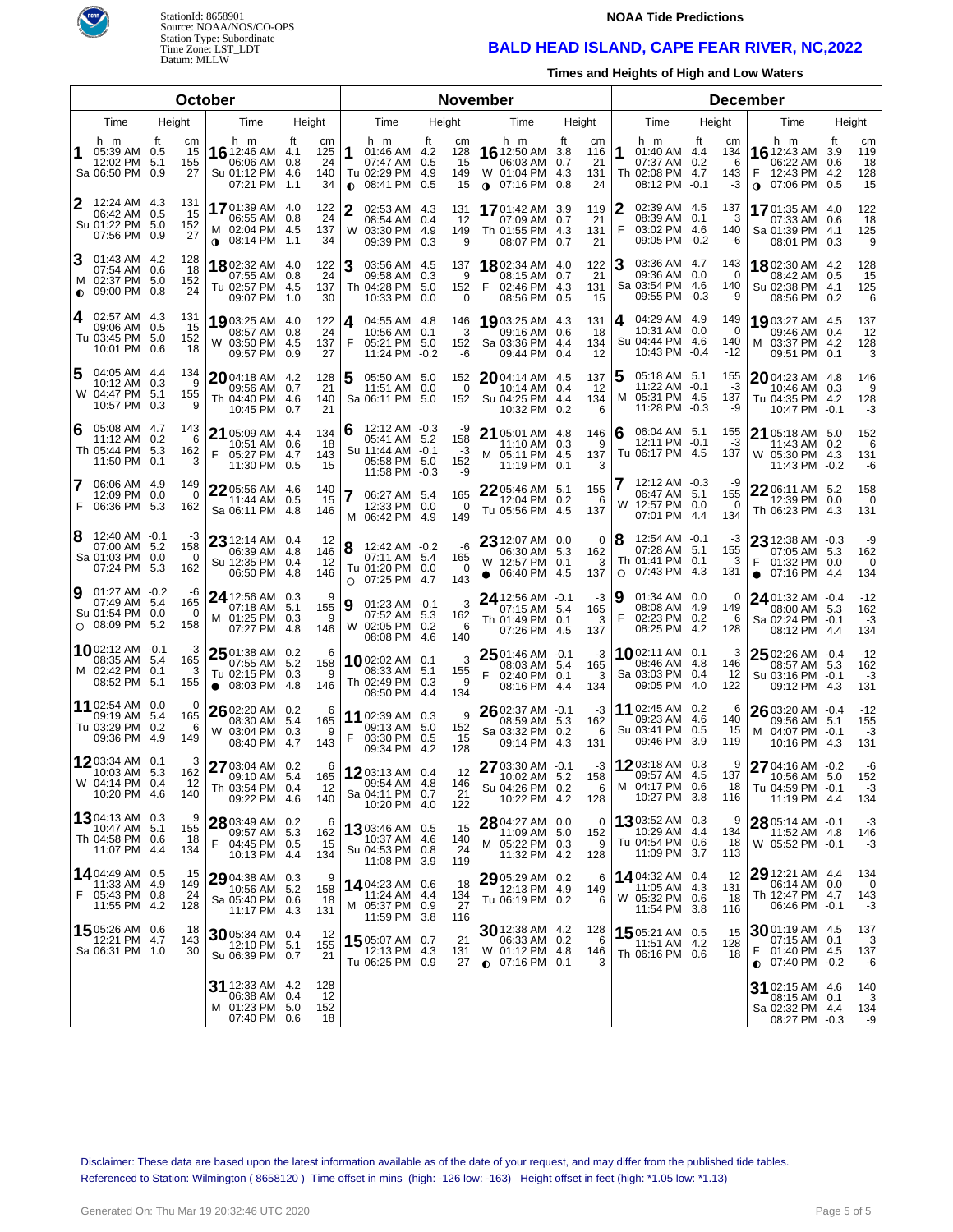StationId: 8658901
Source: NOAA/NOS/CO-OPS
Station Type: Subordinate
Time Zone: LST_LDT
Datum: MLLW

**NOAA Tide Predictions**

## BALD HEAD ISLAND, CAPE FEAR RIVER, NC,2022

**Times and Heights of High and Low Waters**

### October

| Day | Time (h m) | Height (ft) | Height (cm) |
|---|---|---|---|
| 1 Sa | 05:39 AM | 0.5 | 15 |
| | 12:02 PM | 5.1 | 155 |
| | 06:50 PM | 0.9 | 27 |
| 2 Su | 12:24 AM | 4.3 | 131 |
| | 06:42 AM | 0.5 | 15 |
| | 01:22 PM | 5.0 | 152 |
| | 07:56 PM | 0.9 | 27 |
| 3 M ◐ | 01:43 AM | 4.2 | 128 |
| | 07:54 AM | 0.6 | 18 |
| | 02:37 PM | 5.0 | 152 |
| | 09:00 PM | 0.8 | 24 |
| 4 Tu | 02:57 AM | 4.3 | 131 |
| | 09:06 AM | 0.5 | 15 |
| | 03:45 PM | 5.0 | 152 |
| | 10:01 PM | 0.6 | 18 |
| 5 W | 04:05 AM | 4.4 | 134 |
| | 10:12 AM | 0.3 | 9 |
| | 04:47 PM | 5.1 | 155 |
| | 10:57 PM | 0.3 | 9 |
| 6 Th | 05:08 AM | 4.7 | 143 |
| | 11:12 AM | 0.2 | 6 |
| | 05:44 PM | 5.3 | 162 |
| | 11:50 PM | 0.1 | 3 |
| 7 F | 06:06 AM | 4.9 | 149 |
| | 12:09 PM | 0.0 | 0 |
| | 06:36 PM | 5.3 | 162 |
| 8 Sa | 12:40 AM | -0.1 | -3 |
| | 07:00 AM | 5.2 | 158 |
| | 01:03 PM | 0.0 | 0 |
| | 07:24 PM | 5.3 | 162 |
| 9 Su ○ | 01:27 AM | -0.2 | -6 |
| | 07:49 AM | 5.4 | 165 |
| | 01:54 PM | 0.0 | 0 |
| | 08:09 PM | 5.2 | 158 |
| 10 M | 02:12 AM | -0.1 | -3 |
| | 08:35 AM | 5.4 | 165 |
| | 02:42 PM | 0.1 | 3 |
| | 08:52 PM | 5.1 | 155 |
| 11 Tu | 02:54 AM | 0.0 | 0 |
| | 09:19 AM | 5.4 | 165 |
| | 03:29 PM | 0.2 | 6 |
| | 09:36 PM | 4.9 | 149 |
| 12 W | 03:34 AM | 0.1 | 3 |
| | 10:03 AM | 5.3 | 162 |
| | 04:14 PM | 0.4 | 12 |
| | 10:20 PM | 4.6 | 140 |
| 13 Th | 04:13 AM | 0.3 | 9 |
| | 10:47 AM | 5.1 | 155 |
| | 04:58 PM | 0.6 | 18 |
| | 11:07 PM | 4.4 | 134 |
| 14 F | 04:49 AM | 0.5 | 15 |
| | 11:33 AM | 4.9 | 149 |
| | 05:43 PM | 0.8 | 24 |
| | 11:55 PM | 4.2 | 128 |
| 15 Sa | 05:26 AM | 0.6 | 18 |
| | 12:21 PM | 4.7 | 143 |
| | 06:31 PM | 1.0 | 30 |
| 16 Su | 12:46 AM | 4.1 | 125 |
| | 06:06 AM | 0.8 | 24 |
| | 01:12 PM | 4.6 | 140 |
| | 07:21 PM | 1.1 | 34 |
| 17 M ◑ | 01:39 AM | 4.0 | 122 |
| | 06:55 AM | 0.8 | 24 |
| | 02:04 PM | 4.5 | 137 |
| | 08:14 PM | 1.1 | 34 |
| 18 Tu | 02:32 AM | 4.0 | 122 |
| | 07:55 AM | 0.8 | 24 |
| | 02:57 PM | 4.5 | 137 |
| | 09:07 PM | 1.0 | 30 |
| 19 W | 03:25 AM | 4.0 | 122 |
| | 08:57 AM | 0.8 | 24 |
| | 03:50 PM | 4.5 | 137 |
| | 09:57 PM | 0.9 | 27 |
| 20 Th | 04:18 AM | 4.2 | 128 |
| | 09:56 AM | 0.7 | 21 |
| | 04:40 PM | 4.6 | 140 |
| | 10:45 PM | 0.7 | 21 |
| 21 F | 05:09 AM | 4.4 | 134 |
| | 10:51 AM | 0.6 | 18 |
| | 05:27 PM | 4.7 | 143 |
| | 11:30 PM | 0.5 | 15 |
| 22 Sa | 05:56 AM | 4.6 | 140 |
| | 11:44 AM | 0.5 | 15 |
| | 06:11 PM | 4.8 | 146 |
| 23 Su | 12:14 AM | 0.4 | 12 |
| | 06:39 AM | 4.8 | 146 |
| | 12:35 PM | 0.4 | 12 |
| | 06:50 PM | 4.8 | 146 |
| 24 M | 12:56 AM | 0.3 | 9 |
| | 07:18 AM | 5.1 | 155 |
| | 01:25 PM | 0.3 | 9 |
| | 07:27 PM | 4.8 | 146 |
| 25 Tu ● | 01:38 AM | 0.2 | 6 |
| | 07:55 AM | 5.2 | 158 |
| | 02:15 PM | 0.3 | 9 |
| | 08:03 PM | 4.8 | 146 |
| 26 W | 02:20 AM | 0.2 | 6 |
| | 08:30 AM | 5.4 | 165 |
| | 03:04 PM | 0.3 | 9 |
| | 08:40 PM | 4.7 | 143 |
| 27 Th | 03:04 AM | 0.2 | 6 |
| | 09:10 AM | 5.4 | 165 |
| | 03:54 PM | 0.4 | 12 |
| | 09:22 PM | 4.6 | 140 |
| 28 F | 03:49 AM | 0.2 | 6 |
| | 09:57 AM | 5.3 | 162 |
| | 04:45 PM | 0.5 | 15 |
| | 10:13 PM | 4.4 | 134 |
| 29 Sa | 04:38 AM | 0.3 | 9 |
| | 10:56 AM | 5.2 | 158 |
| | 05:40 PM | 0.6 | 18 |
| | 11:17 PM | 4.3 | 131 |
| 30 Su | 05:34 AM | 0.4 | 12 |
| | 12:10 PM | 5.1 | 155 |
| | 06:39 PM | 0.7 | 21 |
| 31 M | 12:33 AM | 4.2 | 128 |
| | 06:38 AM | 0.4 | 12 |
| | 01:23 PM | 5.0 | 152 |
| | 07:40 PM | 0.6 | 18 |

### November

| Day | Time (h m) | Height (ft) | Height (cm) |
|---|---|---|---|
| 1 Tu ◐ | 01:46 AM | 4.2 | 128 |
| | 07:47 AM | 0.5 | 15 |
| | 02:29 PM | 4.9 | 149 |
| | 08:41 PM | 0.5 | 15 |
| 2 W | 02:53 AM | 4.3 | 131 |
| | 08:54 AM | 0.4 | 12 |
| | 03:30 PM | 4.9 | 149 |
| | 09:39 PM | 0.3 | 9 |
| 3 Th | 03:56 AM | 4.5 | 137 |
| | 09:58 AM | 0.3 | 9 |
| | 04:28 PM | 5.0 | 152 |
| | 10:33 PM | 0.0 | 0 |
| 4 F | 04:55 AM | 4.8 | 146 |
| | 10:56 AM | 0.1 | 3 |
| | 05:21 PM | 5.0 | 152 |
| | 11:24 PM | -0.2 | -6 |
| 5 Sa | 05:50 AM | 5.0 | 152 |
| | 11:51 AM | 0.0 | 0 |
| | 06:11 PM | 5.0 | 152 |
| 6 Su | 12:12 AM | -0.3 | -9 |
| | 05:41 AM | 5.2 | 158 |
| | 11:44 AM | -0.1 | -3 |
| | 05:58 PM | 5.0 | 152 |
| | 11:58 PM | -0.3 | -9 |
| 7 M | 06:27 AM | 5.4 | 165 |
| | 12:33 PM | 0.0 | 0 |
| | 06:42 PM | 4.9 | 149 |
| 8 Tu ○ | 12:42 AM | -0.2 | -6 |
| | 07:11 AM | 5.4 | 165 |
| | 01:20 PM | 0.0 | 0 |
| | 07:25 PM | 4.7 | 143 |
| 9 W | 01:23 AM | -0.1 | -3 |
| | 07:52 AM | 5.3 | 162 |
| | 02:05 PM | 0.2 | 6 |
| | 08:08 PM | 4.6 | 140 |
| 10 Th | 02:02 AM | 0.1 | 3 |
| | 08:33 AM | 5.1 | 155 |
| | 02:49 PM | 0.3 | 9 |
| | 08:50 PM | 4.4 | 134 |
| 11 F | 02:39 AM | 0.3 | 9 |
| | 09:13 AM | 5.0 | 152 |
| | 03:30 PM | 0.5 | 15 |
| | 09:34 PM | 4.2 | 128 |
| 12 Sa | 03:13 AM | 0.4 | 12 |
| | 09:54 AM | 4.8 | 146 |
| | 04:11 PM | 0.7 | 21 |
| | 10:20 PM | 4.0 | 122 |
| 13 Su | 03:46 AM | 0.5 | 15 |
| | 10:37 AM | 4.6 | 140 |
| | 04:53 PM | 0.8 | 24 |
| | 11:08 PM | 3.9 | 119 |
| 14 M | 04:23 AM | 0.6 | 18 |
| | 11:24 AM | 4.4 | 134 |
| | 05:37 PM | 0.9 | 27 |
| | 11:59 PM | 3.8 | 116 |
| 15 Tu | 05:07 AM | 0.7 | 21 |
| | 12:13 PM | 4.3 | 131 |
| | 06:25 PM | 0.9 | 27 |
| 16 W ◑ | 12:50 AM | 3.8 | 116 |
| | 06:03 AM | 0.7 | 21 |
| | 01:04 PM | 4.3 | 131 |
| | 07:16 PM | 0.8 | 24 |
| 17 Th | 01:42 AM | 3.9 | 119 |
| | 07:09 AM | 0.7 | 21 |
| | 01:55 PM | 4.3 | 131 |
| | 08:07 PM | 0.7 | 21 |
| 18 F | 02:34 AM | 4.0 | 122 |
| | 08:15 AM | 0.7 | 21 |
| | 02:46 PM | 4.3 | 131 |
| | 08:56 PM | 0.5 | 15 |
| 19 Sa | 03:25 AM | 4.3 | 131 |
| | 09:16 AM | 0.6 | 18 |
| | 03:36 PM | 4.4 | 134 |
| | 09:44 PM | 0.4 | 12 |
| 20 Su | 04:14 AM | 4.5 | 137 |
| | 10:14 AM | 0.4 | 12 |
| | 04:25 PM | 4.4 | 134 |
| | 10:32 PM | 0.2 | 6 |
| 21 M | 05:01 AM | 4.8 | 146 |
| | 11:10 AM | 0.3 | 9 |
| | 05:11 PM | 4.5 | 137 |
| | 11:19 PM | 0.1 | 3 |
| 22 Tu | 05:46 AM | 5.1 | 155 |
| | 12:04 PM | 0.2 | 6 |
| | 05:56 PM | 4.5 | 137 |
| 23 W ● | 12:07 AM | 0.0 | 0 |
| | 06:30 AM | 5.3 | 162 |
| | 12:57 PM | 0.1 | 3 |
| | 06:40 PM | 4.5 | 137 |
| 24 Th | 12:56 AM | -0.1 | -3 |
| | 07:15 AM | 5.4 | 165 |
| | 01:49 PM | 0.1 | 3 |
| | 07:26 PM | 4.5 | 137 |
| 25 F | 01:46 AM | -0.1 | -3 |
| | 08:03 AM | 5.4 | 165 |
| | 02:40 PM | 0.1 | 3 |
| | 08:16 PM | 4.4 | 134 |
| 26 Sa | 02:37 AM | -0.1 | -3 |
| | 08:59 AM | 5.3 | 162 |
| | 03:32 PM | 0.2 | 6 |
| | 09:14 PM | 4.3 | 131 |
| 27 Su | 03:30 AM | -0.1 | -3 |
| | 10:02 AM | 5.2 | 158 |
| | 04:26 PM | 0.2 | 6 |
| | 10:22 PM | 4.2 | 128 |
| 28 M | 04:27 AM | 0.0 | 0 |
| | 11:09 AM | 5.0 | 152 |
| | 05:22 PM | 0.3 | 9 |
| | 11:32 PM | 4.2 | 128 |
| 29 Tu | 05:29 AM | 0.2 | 6 |
| | 12:13 PM | 4.9 | 149 |
| | 06:19 PM | 0.2 | 6 |
| 30 W ◐ | 12:38 AM | 4.2 | 128 |
| | 06:33 AM | 0.2 | 6 |
| | 01:12 PM | 4.8 | 146 |
| | 07:16 PM | 0.1 | 3 |

### December

| Day | Time (h m) | Height (ft) | Height (cm) |
|---|---|---|---|
| 1 Th | 01:40 AM | 4.4 | 134 |
| | 07:37 AM | 0.2 | 6 |
| | 02:08 PM | 4.7 | 143 |
| | 08:12 PM | -0.1 | -3 |
| 2 F | 02:39 AM | 4.5 | 137 |
| | 08:39 AM | 0.1 | 3 |
| | 03:02 PM | 4.6 | 140 |
| | 09:05 PM | -0.2 | -6 |
| 3 Sa | 03:36 AM | 4.7 | 143 |
| | 09:36 AM | 0.0 | 0 |
| | 03:54 PM | 4.6 | 140 |
| | 09:55 PM | -0.3 | -9 |
| 4 Su | 04:29 AM | 4.9 | 149 |
| | 10:31 AM | 0.0 | 0 |
| | 04:44 PM | 4.6 | 140 |
| | 10:43 PM | -0.4 | -12 |
| 5 M | 05:18 AM | 5.1 | 155 |
| | 11:22 AM | -0.1 | -3 |
| | 05:31 PM | 4.5 | 137 |
| | 11:28 PM | -0.3 | -9 |
| 6 Tu | 06:04 AM | 5.1 | 155 |
| | 12:11 PM | -0.1 | -3 |
| | 06:17 PM | 4.5 | 137 |
| 7 W | 12:12 AM | -0.3 | -9 |
| | 06:47 AM | 5.1 | 155 |
| | 12:57 PM | 0.0 | 0 |
| | 07:01 PM | 4.4 | 134 |
| 8 Th ○ | 12:54 AM | -0.1 | -3 |
| | 07:28 AM | 5.1 | 155 |
| | 01:41 PM | 0.1 | 3 |
| | 07:43 PM | 4.3 | 131 |
| 9 F | 01:34 AM | 0.0 | 0 |
| | 08:08 AM | 4.9 | 149 |
| | 02:23 PM | 0.2 | 6 |
| | 08:25 PM | 4.2 | 128 |
| 10 Sa | 02:11 AM | 0.1 | 3 |
| | 08:46 AM | 4.8 | 146 |
| | 03:03 PM | 0.4 | 12 |
| | 09:05 PM | 4.0 | 122 |
| 11 Su | 02:45 AM | 0.2 | 6 |
| | 09:23 AM | 4.6 | 140 |
| | 03:41 PM | 0.5 | 15 |
| | 09:46 PM | 3.9 | 119 |
| 12 M | 03:18 AM | 0.3 | 9 |
| | 09:57 AM | 4.5 | 137 |
| | 04:17 PM | 0.6 | 18 |
| | 10:27 PM | 3.8 | 116 |
| 13 Tu | 03:52 AM | 0.3 | 9 |
| | 10:29 AM | 4.4 | 134 |
| | 04:54 PM | 0.6 | 18 |
| | 11:09 PM | 3.7 | 113 |
| 14 W | 04:32 AM | 0.4 | 12 |
| | 11:05 AM | 4.3 | 131 |
| | 05:32 PM | 0.6 | 18 |
| | 11:54 PM | 3.8 | 116 |
| 15 Th | 05:21 AM | 0.5 | 15 |
| | 11:51 AM | 4.2 | 128 |
| | 06:16 PM | 0.6 | 18 |
| 16 F ◑ | 12:43 AM | 3.9 | 119 |
| | 06:22 AM | 0.6 | 18 |
| | 12:43 PM | 4.2 | 128 |
| | 07:06 PM | 0.5 | 15 |
| 17 Sa | 01:35 AM | 4.0 | 122 |
| | 07:33 AM | 0.6 | 18 |
| | 01:39 PM | 4.1 | 125 |
| | 08:01 PM | 0.3 | 9 |
| 18 Su | 02:30 AM | 4.2 | 128 |
| | 08:42 AM | 0.5 | 15 |
| | 02:38 PM | 4.1 | 125 |
| | 08:56 PM | 0.2 | 6 |
| 19 M | 03:27 AM | 4.5 | 137 |
| | 09:46 AM | 0.4 | 12 |
| | 03:37 PM | 4.2 | 128 |
| | 09:51 PM | 0.1 | 3 |
| 20 Tu | 04:23 AM | 4.8 | 146 |
| | 10:46 AM | 0.3 | 9 |
| | 04:35 PM | 4.2 | 128 |
| | 10:47 PM | -0.1 | -3 |
| 21 W | 05:18 AM | 5.0 | 152 |
| | 11:43 AM | 0.2 | 6 |
| | 05:30 PM | 4.3 | 131 |
| | 11:43 PM | -0.2 | -6 |
| 22 Th | 06:11 AM | 5.2 | 158 |
| | 12:39 PM | 0.0 | 0 |
| | 06:23 PM | 4.3 | 131 |
| 23 F ● | 12:38 AM | -0.3 | -9 |
| | 07:05 AM | 5.3 | 162 |
| | 01:32 PM | 0.0 | 0 |
| | 07:16 PM | 4.4 | 134 |
| 24 Sa | 01:32 AM | -0.4 | -12 |
| | 08:00 AM | 5.3 | 162 |
| | 02:24 PM | -0.1 | -3 |
| | 08:12 PM | 4.4 | 134 |
| 25 Su | 02:26 AM | -0.4 | -12 |
| | 08:57 AM | 5.3 | 162 |
| | 03:16 PM | -0.1 | -3 |
| | 09:12 PM | 4.3 | 131 |
| 26 M | 03:20 AM | -0.4 | -12 |
| | 09:56 AM | 5.1 | 155 |
| | 04:07 PM | -0.1 | -3 |
| | 10:16 PM | 4.3 | 131 |
| 27 Tu | 04:16 AM | -0.2 | -6 |
| | 10:56 AM | 5.0 | 152 |
| | 04:59 PM | -0.1 | -3 |
| | 11:19 PM | 4.4 | 134 |
| 28 W | 05:14 AM | -0.1 | -3 |
| | 11:52 AM | 4.8 | 146 |
| | 05:52 PM | -0.1 | -3 |
| 29 Th | 12:21 AM | 4.4 | 134 |
| | 06:14 AM | 0.0 | 0 |
| | 12:47 PM | 4.7 | 143 |
| | 06:46 PM | -0.1 | -3 |
| 30 F ◐ | 01:19 AM | 4.5 | 137 |
| | 07:15 AM | 0.1 | 3 |
| | 01:40 PM | 4.5 | 137 |
| | 07:40 PM | -0.2 | -6 |
| 31 Sa | 02:15 AM | 4.6 | 140 |
| | 08:15 AM | 0.1 | 3 |
| | 02:32 PM | 4.4 | 134 |
| | 08:27 PM | -0.3 | -9 |

Disclaimer: These data are based upon the latest information available as of the date of your request, and may differ from the published tide tables.
Referenced to Station: Wilmington ( 8658120 ) Time offset in mins (high: -126 low: -163) Height offset in feet (high: *1.05 low: *1.13)

Generated On: Thu Mar 19 20:32:46 UTC 2020